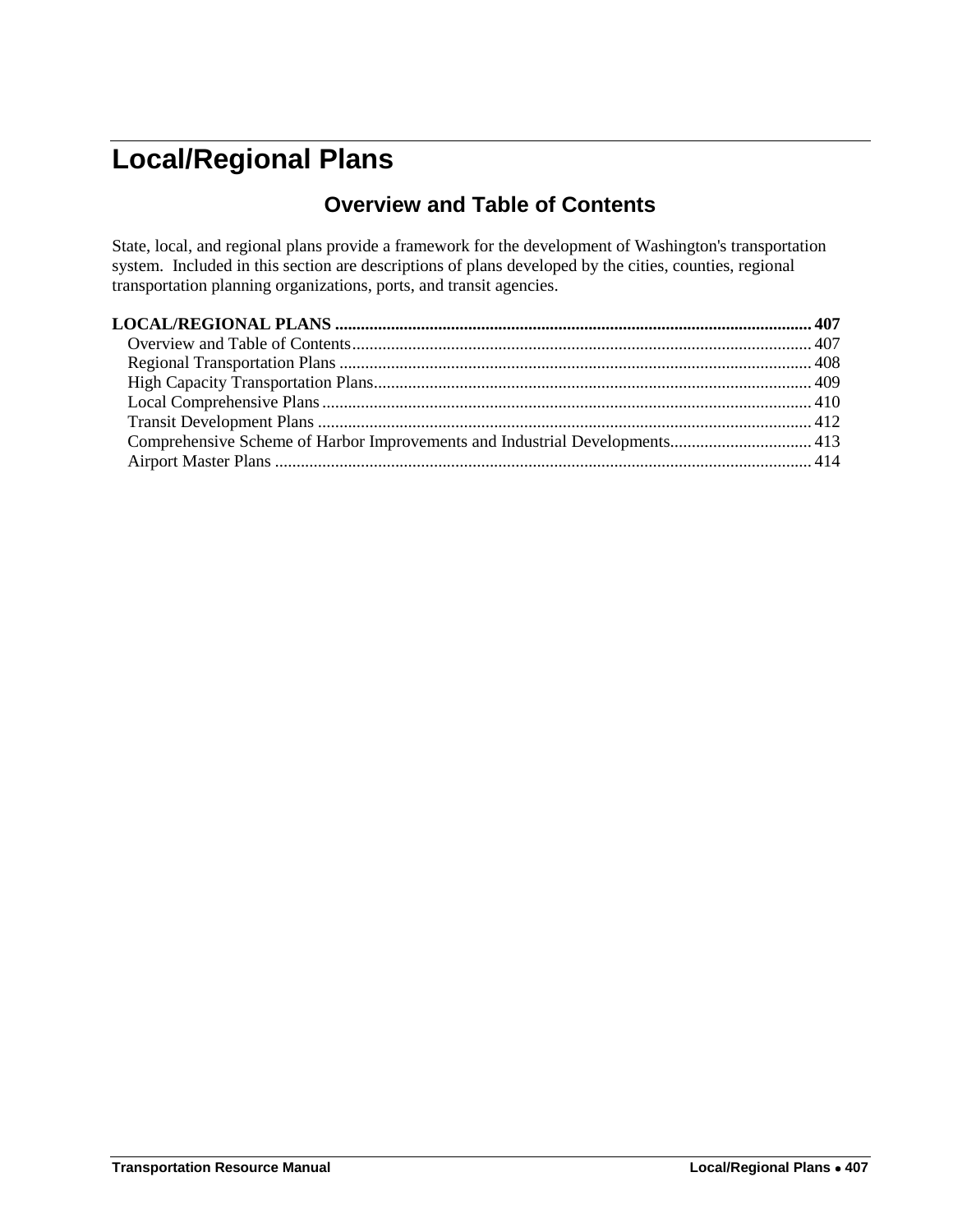# Local/Regional Plans

## Overview and Table of Contents

State, local, and regional plans provide a framework for the development of Washington's transportation system. Included in this section are descriptions of plans developed by the cities, counties, regional transportation planning organizations, ports, and transit agencies.

**LOCAL/REGIONAL PLANS .......... 407**

- Overview and Table of Contents .......... 407
- Regional Transportation Plans .......... 408
- High Capacity Transportation Plans .......... 409
- Local Comprehensive Plans .......... 410
- Transit Development Plans .......... 412
- Comprehensive Scheme of Harbor Improvements and Industrial Developments .......... 413
- Airport Master Plans .......... 414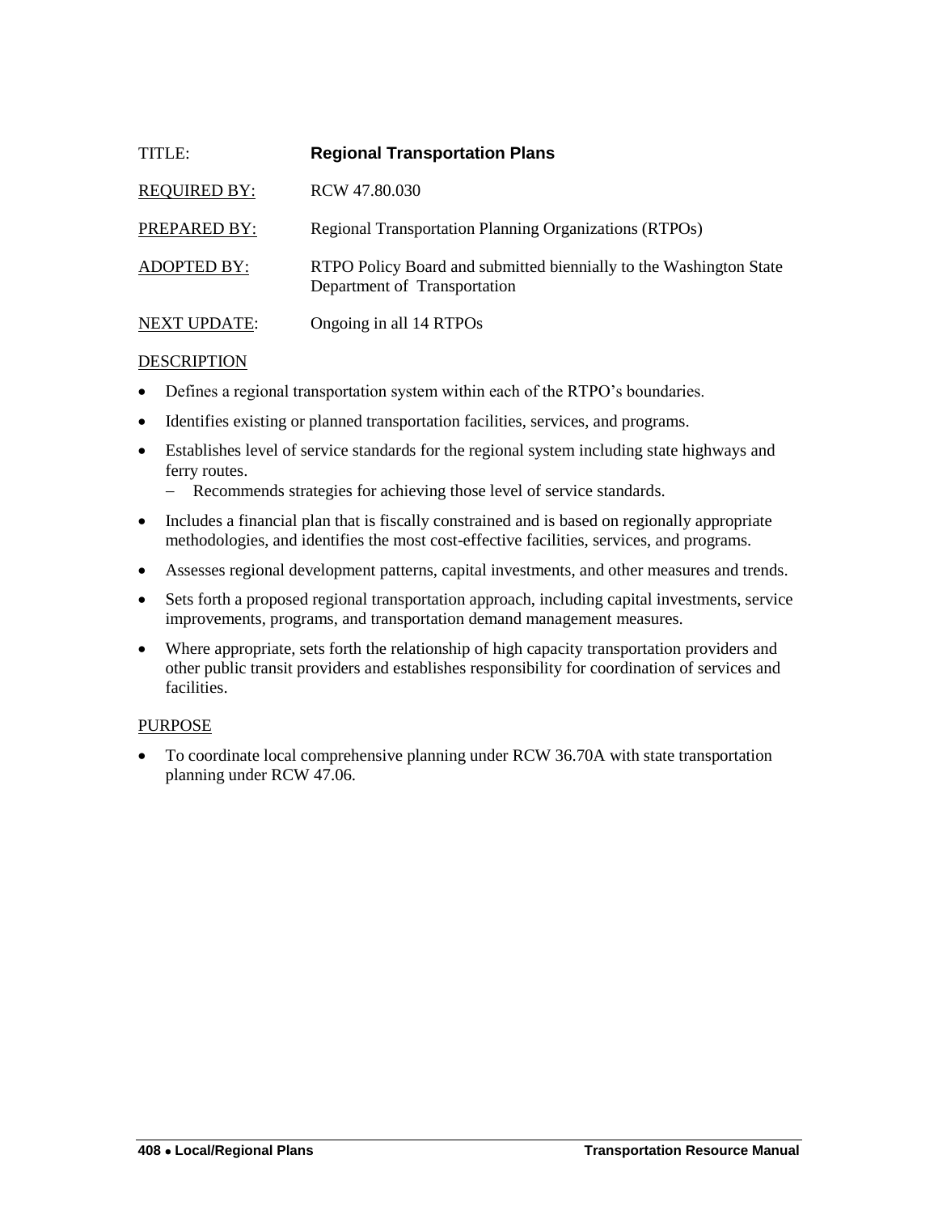| | |
|---|---|
| TITLE: | **Regional Transportation Plans** |
| REQUIRED BY: | RCW 47.80.030 |
| PREPARED BY: | Regional Transportation Planning Organizations (RTPOs) |
| ADOPTED BY: | RTPO Policy Board and submitted biennially to the Washington State Department of Transportation |
| NEXT UPDATE: | Ongoing in all 14 RTPOs |

DESCRIPTION

- Defines a regional transportation system within each of the RTPO's boundaries.
- Identifies existing or planned transportation facilities, services, and programs.
- Establishes level of service standards for the regional system including state highways and ferry routes.
  - Recommends strategies for achieving those level of service standards.
- Includes a financial plan that is fiscally constrained and is based on regionally appropriate methodologies, and identifies the most cost-effective facilities, services, and programs.
- Assesses regional development patterns, capital investments, and other measures and trends.
- Sets forth a proposed regional transportation approach, including capital investments, service improvements, programs, and transportation demand management measures.
- Where appropriate, sets forth the relationship of high capacity transportation providers and other public transit providers and establishes responsibility for coordination of services and facilities.

PURPOSE

- To coordinate local comprehensive planning under RCW 36.70A with state transportation planning under RCW 47.06.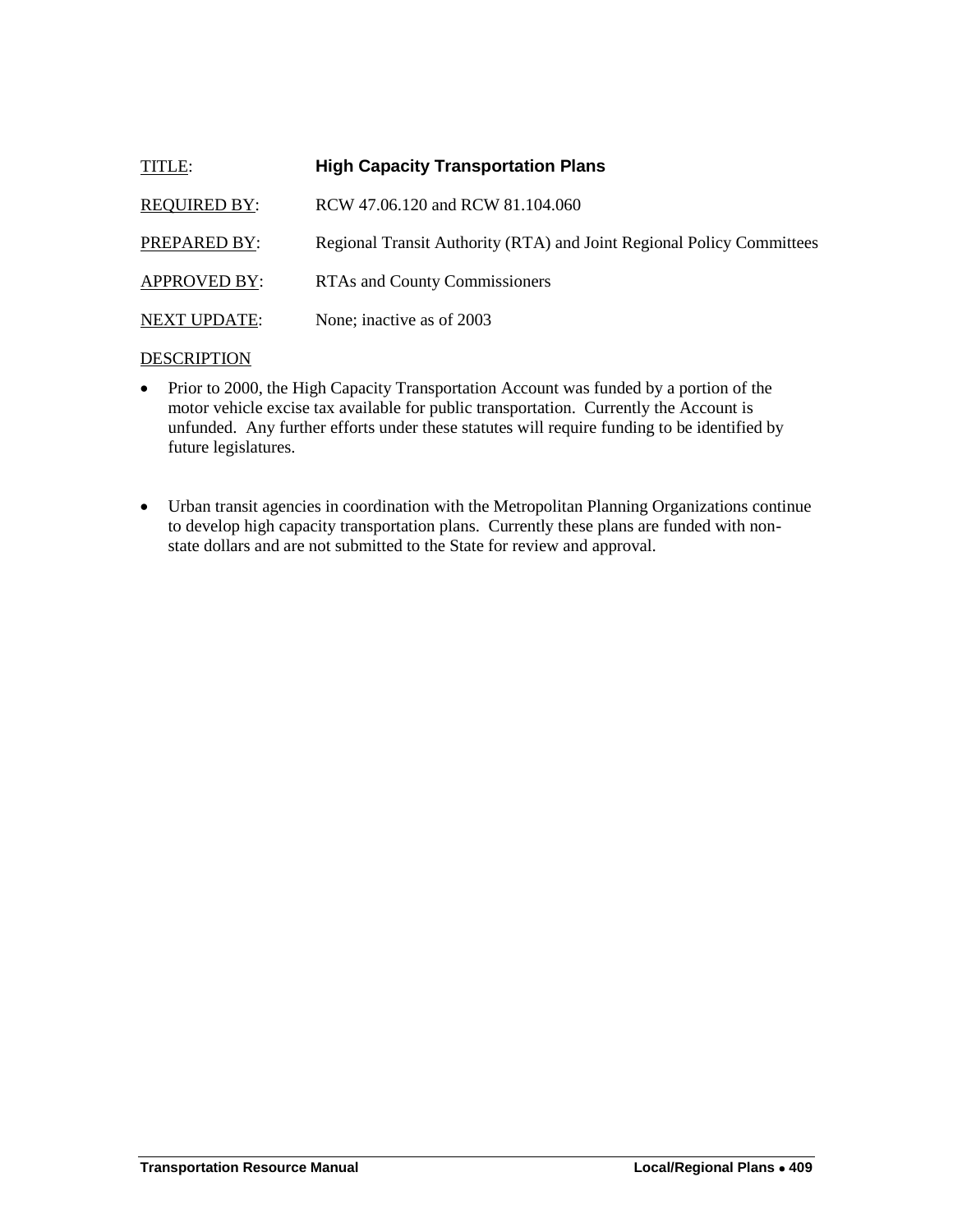TITLE: **High Capacity Transportation Plans**

REQUIRED BY: RCW 47.06.120 and RCW 81.104.060

PREPARED BY: Regional Transit Authority (RTA) and Joint Regional Policy Committees

APPROVED BY: RTAs and County Commissioners

NEXT UPDATE: None; inactive as of 2003

DESCRIPTION

- Prior to 2000, the High Capacity Transportation Account was funded by a portion of the motor vehicle excise tax available for public transportation. Currently the Account is unfunded. Any further efforts under these statutes will require funding to be identified by future legislatures.

- Urban transit agencies in coordination with the Metropolitan Planning Organizations continue to develop high capacity transportation plans. Currently these plans are funded with non-state dollars and are not submitted to the State for review and approval.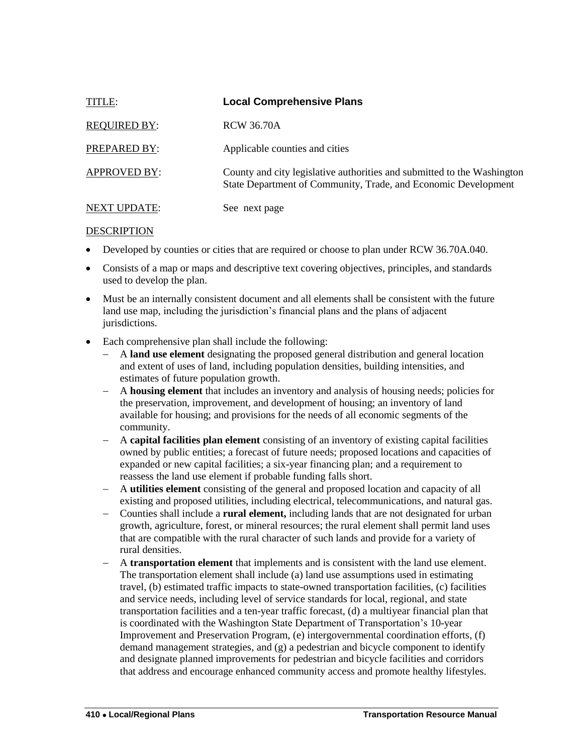TITLE: **Local Comprehensive Plans**

REQUIRED BY: RCW 36.70A

PREPARED BY: Applicable counties and cities

APPROVED BY: County and city legislative authorities and submitted to the Washington State Department of Community, Trade, and Economic Development

NEXT UPDATE: See next page

DESCRIPTION

- Developed by counties or cities that are required or choose to plan under RCW 36.70A.040.
- Consists of a map or maps and descriptive text covering objectives, principles, and standards used to develop the plan.
- Must be an internally consistent document and all elements shall be consistent with the future land use map, including the jurisdiction's financial plans and the plans of adjacent jurisdictions.
- Each comprehensive plan shall include the following:
  - A **land use element** designating the proposed general distribution and general location and extent of uses of land, including population densities, building intensities, and estimates of future population growth.
  - A **housing element** that includes an inventory and analysis of housing needs; policies for the preservation, improvement, and development of housing; an inventory of land available for housing; and provisions for the needs of all economic segments of the community.
  - A **capital facilities plan element** consisting of an inventory of existing capital facilities owned by public entities; a forecast of future needs; proposed locations and capacities of expanded or new capital facilities; a six-year financing plan; and a requirement to reassess the land use element if probable funding falls short.
  - A **utilities element** consisting of the general and proposed location and capacity of all existing and proposed utilities, including electrical, telecommunications, and natural gas.
  - Counties shall include a **rural element,** including lands that are not designated for urban growth, agriculture, forest, or mineral resources; the rural element shall permit land uses that are compatible with the rural character of such lands and provide for a variety of rural densities.
  - A **transportation element** that implements and is consistent with the land use element. The transportation element shall include (a) land use assumptions used in estimating travel, (b) estimated traffic impacts to state-owned transportation facilities, (c) facilities and service needs, including level of service standards for local, regional, and state transportation facilities and a ten-year traffic forecast, (d) a multiyear financial plan that is coordinated with the Washington State Department of Transportation's 10-year Improvement and Preservation Program, (e) intergovernmental coordination efforts, (f) demand management strategies, and (g) a pedestrian and bicycle component to identify and designate planned improvements for pedestrian and bicycle facilities and corridors that address and encourage enhanced community access and promote healthy lifestyles.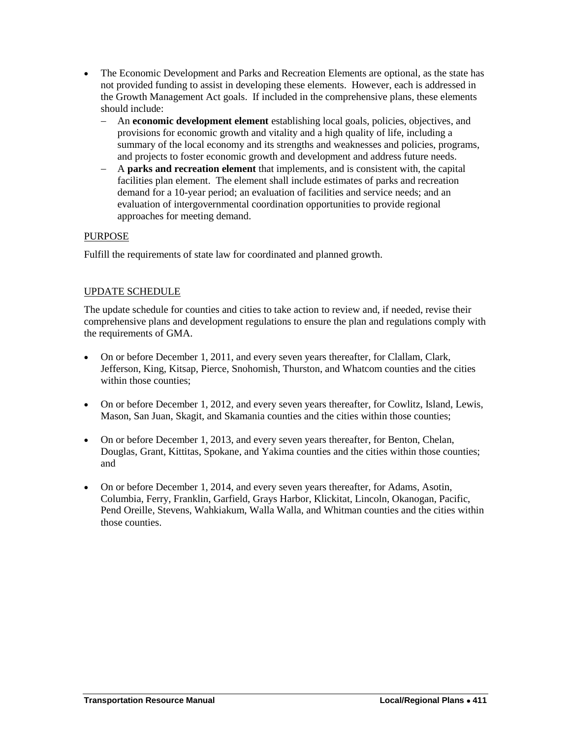- The Economic Development and Parks and Recreation Elements are optional, as the state has not provided funding to assist in developing these elements. However, each is addressed in the Growth Management Act goals. If included in the comprehensive plans, these elements should include:
  - An **economic development element** establishing local goals, policies, objectives, and provisions for economic growth and vitality and a high quality of life, including a summary of the local economy and its strengths and weaknesses and policies, programs, and projects to foster economic growth and development and address future needs.
  - A **parks and recreation element** that implements, and is consistent with, the capital facilities plan element. The element shall include estimates of parks and recreation demand for a 10-year period; an evaluation of facilities and service needs; and an evaluation of intergovernmental coordination opportunities to provide regional approaches for meeting demand.

PURPOSE

Fulfill the requirements of state law for coordinated and planned growth.

UPDATE SCHEDULE

The update schedule for counties and cities to take action to review and, if needed, revise their comprehensive plans and development regulations to ensure the plan and regulations comply with the requirements of GMA.

- On or before December 1, 2011, and every seven years thereafter, for Clallam, Clark, Jefferson, King, Kitsap, Pierce, Snohomish, Thurston, and Whatcom counties and the cities within those counties;

- On or before December 1, 2012, and every seven years thereafter, for Cowlitz, Island, Lewis, Mason, San Juan, Skagit, and Skamania counties and the cities within those counties;

- On or before December 1, 2013, and every seven years thereafter, for Benton, Chelan, Douglas, Grant, Kittitas, Spokane, and Yakima counties and the cities within those counties; and

- On or before December 1, 2014, and every seven years thereafter, for Adams, Asotin, Columbia, Ferry, Franklin, Garfield, Grays Harbor, Klickitat, Lincoln, Okanogan, Pacific, Pend Oreille, Stevens, Wahkiakum, Walla Walla, and Whitman counties and the cities within those counties.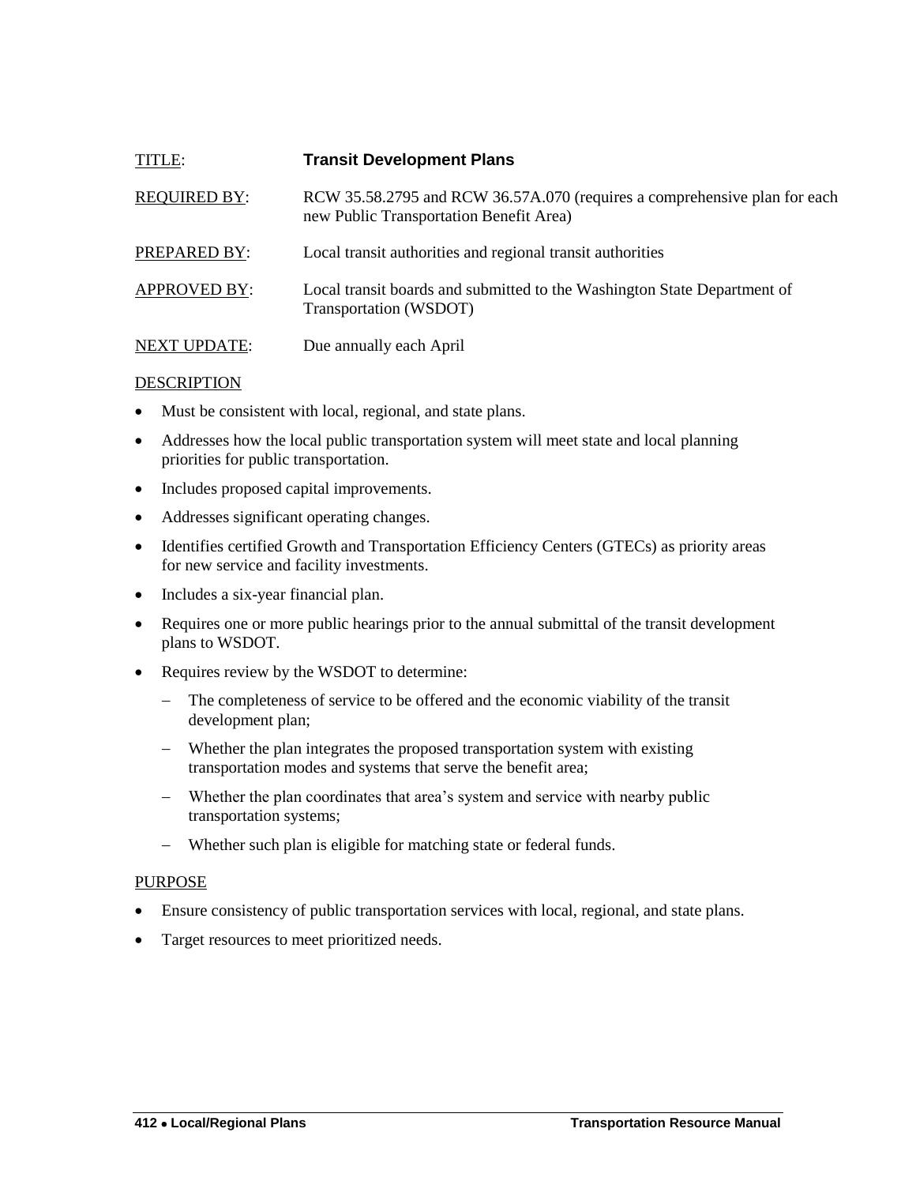TITLE: **Transit Development Plans**

REQUIRED BY: RCW 35.58.2795 and RCW 36.57A.070 (requires a comprehensive plan for each new Public Transportation Benefit Area)

PREPARED BY: Local transit authorities and regional transit authorities

APPROVED BY: Local transit boards and submitted to the Washington State Department of Transportation (WSDOT)

NEXT UPDATE: Due annually each April

DESCRIPTION

- Must be consistent with local, regional, and state plans.
- Addresses how the local public transportation system will meet state and local planning priorities for public transportation.
- Includes proposed capital improvements.
- Addresses significant operating changes.
- Identifies certified Growth and Transportation Efficiency Centers (GTECs) as priority areas for new service and facility investments.
- Includes a six-year financial plan.
- Requires one or more public hearings prior to the annual submittal of the transit development plans to WSDOT.
- Requires review by the WSDOT to determine:
  - The completeness of service to be offered and the economic viability of the transit development plan;
  - Whether the plan integrates the proposed transportation system with existing transportation modes and systems that serve the benefit area;
  - Whether the plan coordinates that area's system and service with nearby public transportation systems;
  - Whether such plan is eligible for matching state or federal funds.

PURPOSE

- Ensure consistency of public transportation services with local, regional, and state plans.
- Target resources to meet prioritized needs.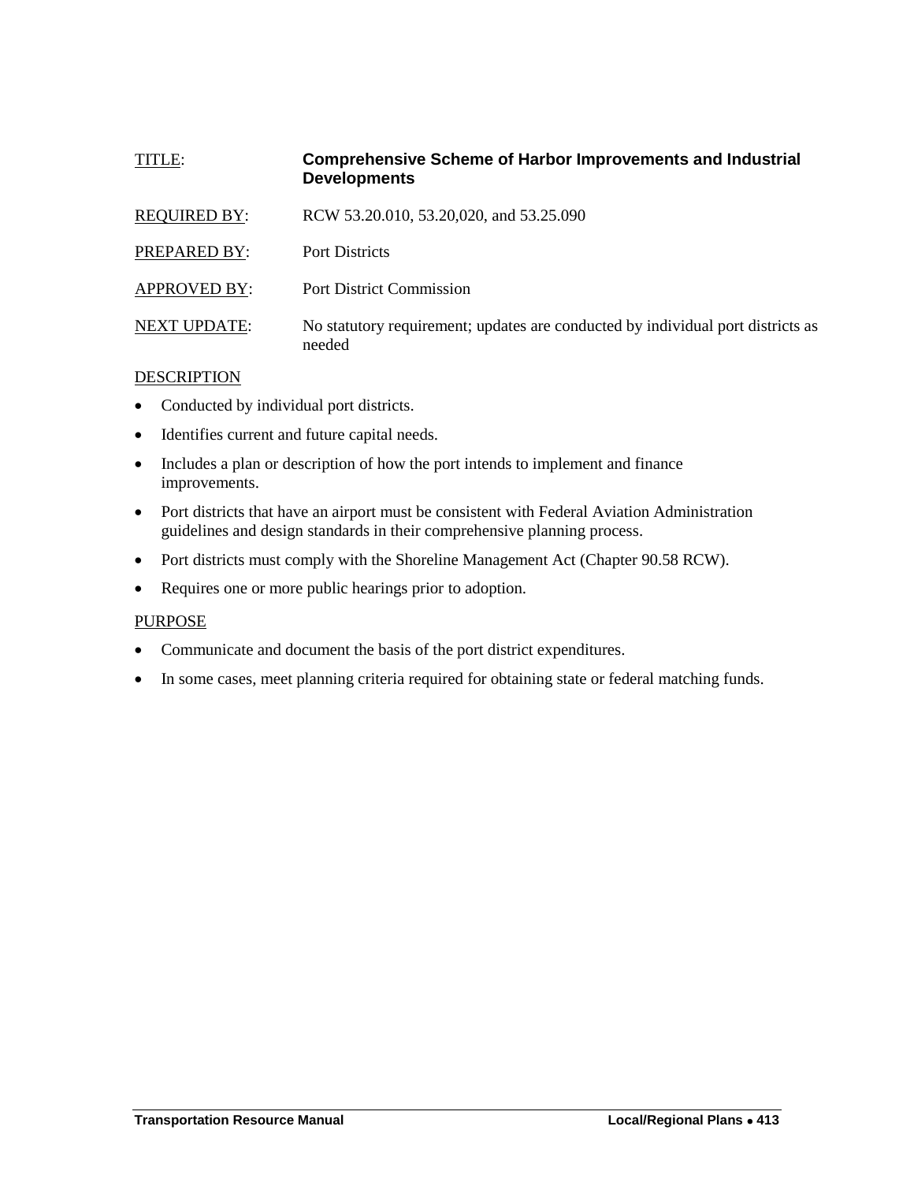TITLE: **Comprehensive Scheme of Harbor Improvements and Industrial Developments**

REQUIRED BY: RCW 53.20.010, 53.20,020, and 53.25.090

PREPARED BY: Port Districts

APPROVED BY: Port District Commission

NEXT UPDATE: No statutory requirement; updates are conducted by individual port districts as needed

DESCRIPTION

- Conducted by individual port districts.
- Identifies current and future capital needs.
- Includes a plan or description of how the port intends to implement and finance improvements.
- Port districts that have an airport must be consistent with Federal Aviation Administration guidelines and design standards in their comprehensive planning process.
- Port districts must comply with the Shoreline Management Act (Chapter 90.58 RCW).
- Requires one or more public hearings prior to adoption.

PURPOSE

- Communicate and document the basis of the port district expenditures.
- In some cases, meet planning criteria required for obtaining state or federal matching funds.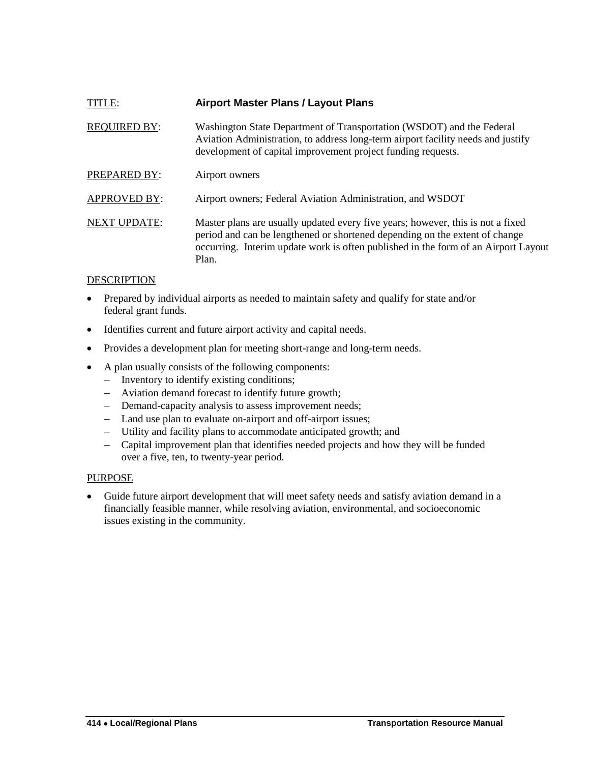TITLE: **Airport Master Plans / Layout Plans**

REQUIRED BY: Washington State Department of Transportation (WSDOT) and the Federal Aviation Administration, to address long-term airport facility needs and justify development of capital improvement project funding requests.

PREPARED BY: Airport owners

APPROVED BY: Airport owners; Federal Aviation Administration, and WSDOT

NEXT UPDATE: Master plans are usually updated every five years; however, this is not a fixed period and can be lengthened or shortened depending on the extent of change occurring. Interim update work is often published in the form of an Airport Layout Plan.

DESCRIPTION

- Prepared by individual airports as needed to maintain safety and qualify for state and/or federal grant funds.
- Identifies current and future airport activity and capital needs.
- Provides a development plan for meeting short-range and long-term needs.
- A plan usually consists of the following components:
  - Inventory to identify existing conditions;
  - Aviation demand forecast to identify future growth;
  - Demand-capacity analysis to assess improvement needs;
  - Land use plan to evaluate on-airport and off-airport issues;
  - Utility and facility plans to accommodate anticipated growth; and
  - Capital improvement plan that identifies needed projects and how they will be funded over a five, ten, to twenty-year period.

PURPOSE

- Guide future airport development that will meet safety needs and satisfy aviation demand in a financially feasible manner, while resolving aviation, environmental, and socioeconomic issues existing in the community.